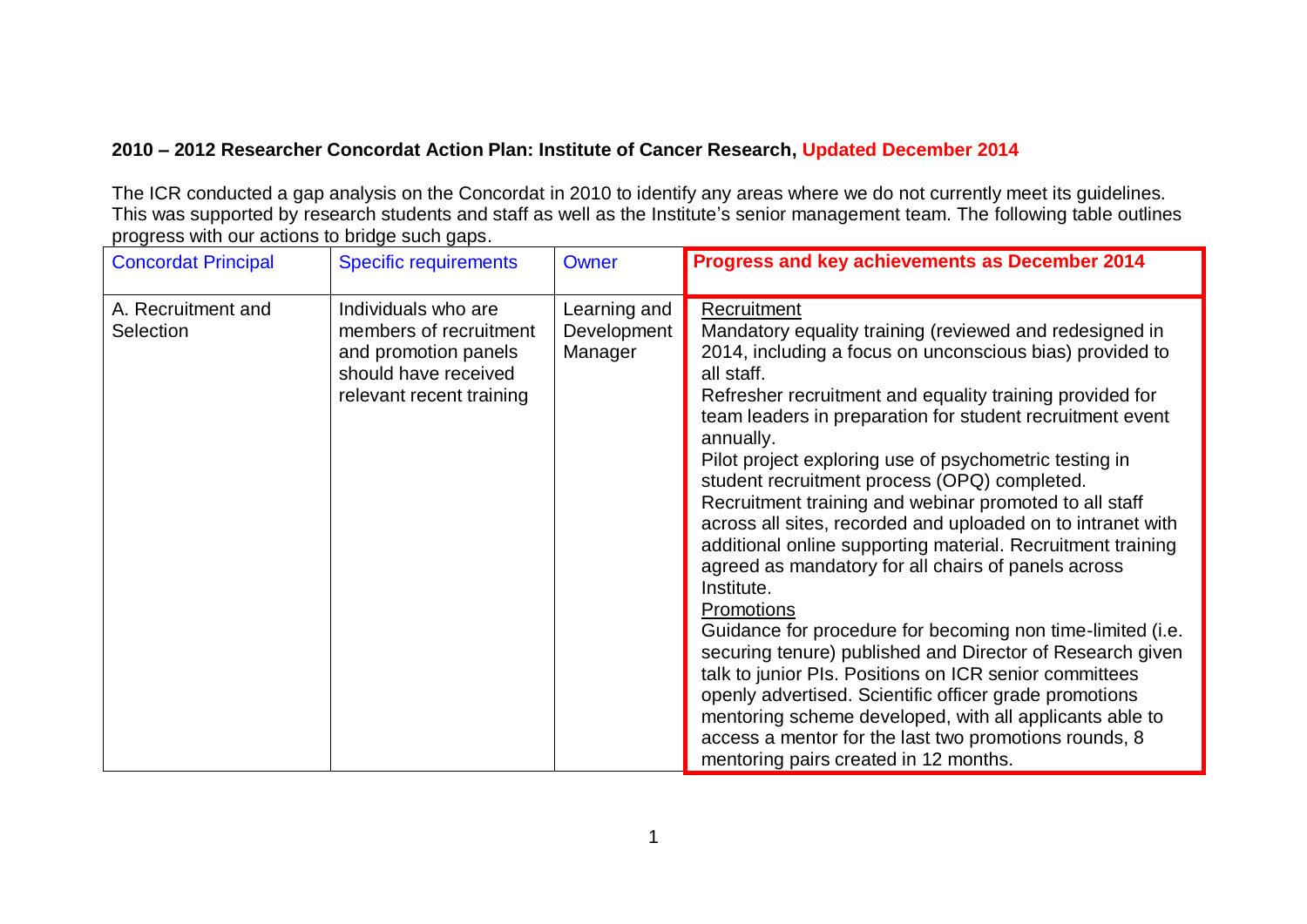**2010 – 2012 Researcher Concordat Action Plan: Institute of Cancer Research, Updated December 2014**

The ICR conducted a gap analysis on the Concordat in 2010 to identify any areas where we do not currently meet its guidelines. This was supported by research students and staff as well as the Institute's senior management team. The following table outlines progress with our actions to bridge such gaps.

| Concordat Principal | Specific requirements | Owner | Progress and key achievements as December 2014 |
|---|---|---|---|
| A. Recruitment and Selection | Individuals who are members of recruitment and promotion panels should have received relevant recent training | Learning and Development Manager | <u>Recruitment</u><br>Mandatory equality training (reviewed and redesigned in 2014, including a focus on unconscious bias) provided to all staff.<br>Refresher recruitment and equality training provided for team leaders in preparation for student recruitment event annually.<br>Pilot project exploring use of psychometric testing in student recruitment process (OPQ) completed.<br>Recruitment training and webinar promoted to all staff across all sites, recorded and uploaded on to intranet with additional online supporting material. Recruitment training agreed as mandatory for all chairs of panels across Institute.<br><u>Promotions</u><br>Guidance for procedure for becoming non time-limited (i.e. securing tenure) published and Director of Research given talk to junior PIs. Positions on ICR senior committees openly advertised. Scientific officer grade promotions mentoring scheme developed, with all applicants able to access a mentor for the last two promotions rounds, 8 mentoring pairs created in 12 months. |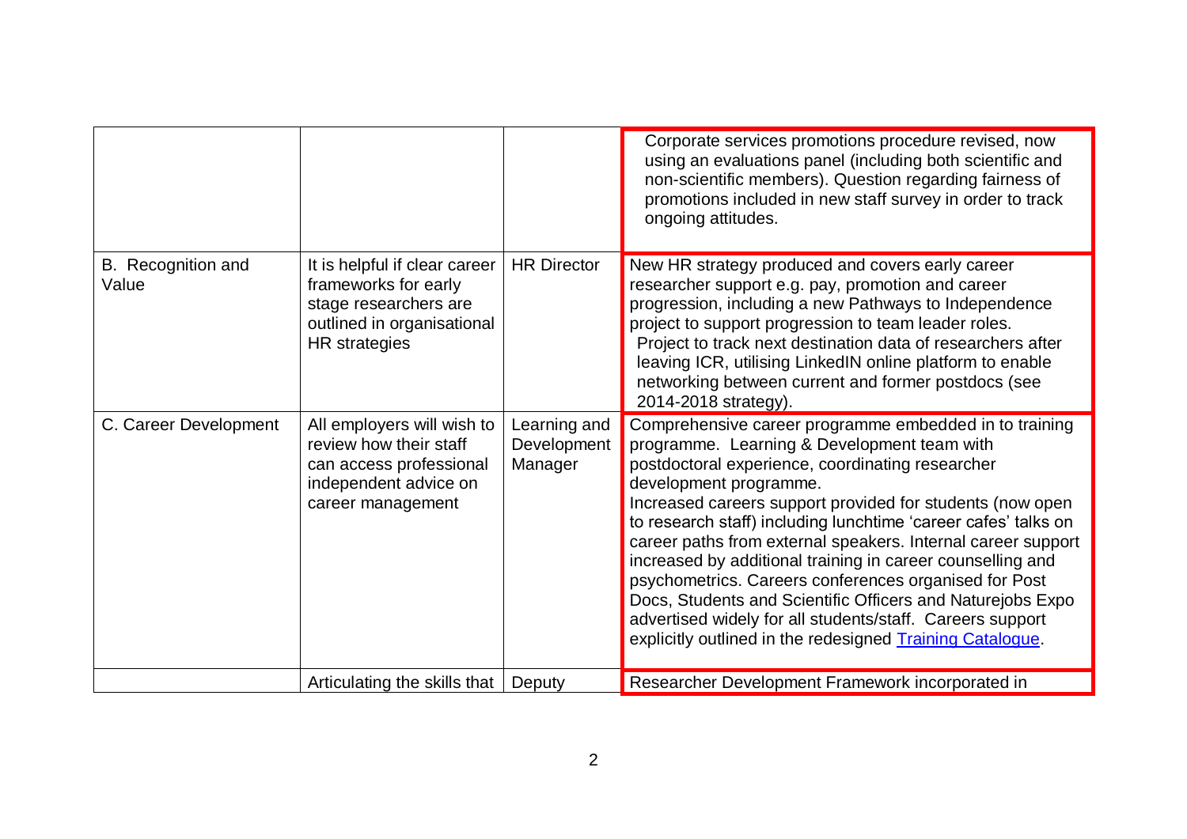| | | | |
|---|---|---|---|
| | | | Corporate services promotions procedure revised, now using an evaluations panel (including both scientific and non-scientific members). Question regarding fairness of promotions included in new staff survey in order to track ongoing attitudes. |
| B. Recognition and Value | It is helpful if clear career frameworks for early stage researchers are outlined in organisational HR strategies | HR Director | New HR strategy produced and covers early career researcher support e.g. pay, promotion and career progression, including a new Pathways to Independence project to support progression to team leader roles. Project to track next destination data of researchers after leaving ICR, utilising LinkedIN online platform to enable networking between current and former postdocs (see 2014-2018 strategy). |
| C. Career Development | All employers will wish to review how their staff can access professional independent advice on career management | Learning and Development Manager | Comprehensive career programme embedded in to training programme. Learning & Development team with postdoctoral experience, coordinating researcher development programme. Increased careers support provided for students (now open to research staff) including lunchtime 'career cafes' talks on career paths from external speakers. Internal career support increased by additional training in career counselling and psychometrics. Careers conferences organised for Post Docs, Students and Scientific Officers and Naturejobs Expo advertised widely for all students/staff. Careers support explicitly outlined in the redesigned Training Catalogue. |
| | Articulating the skills that | Deputy | Researcher Development Framework incorporated in |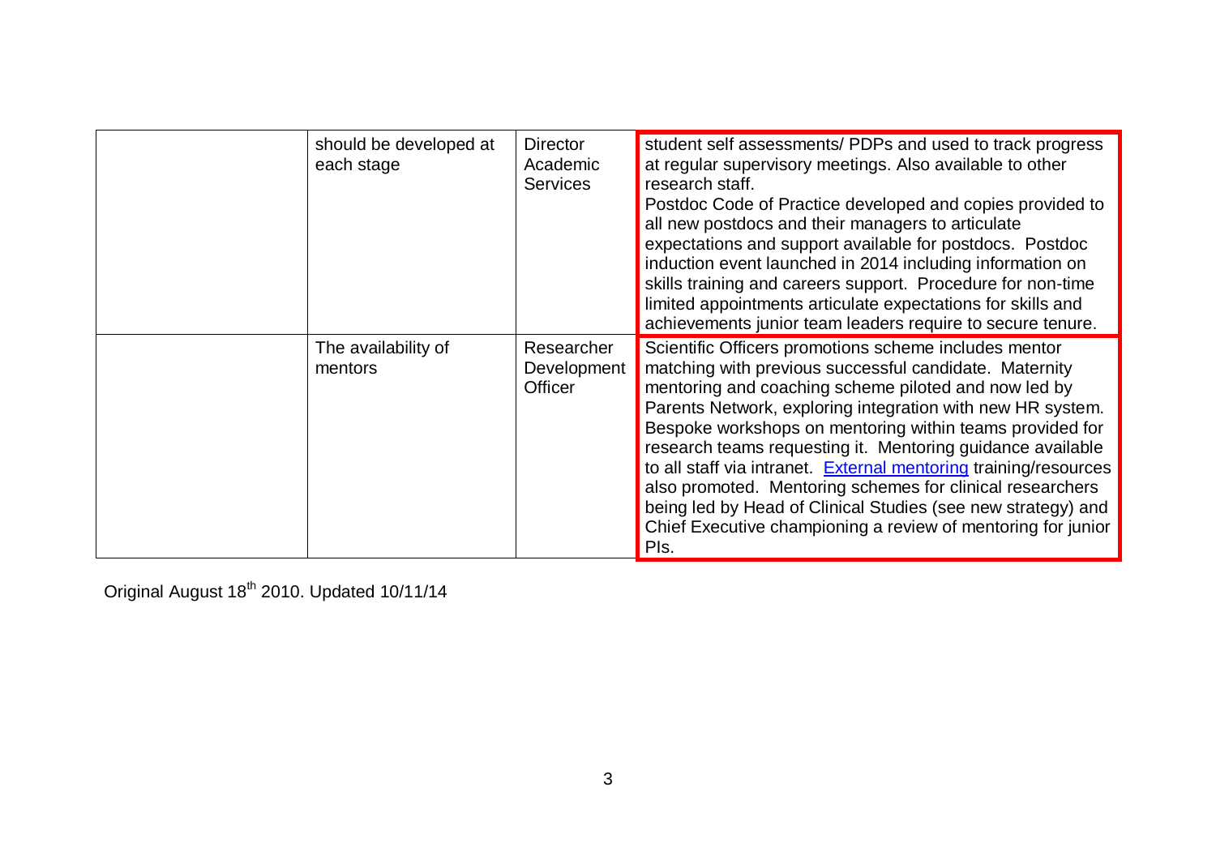| | | | |
|---|---|---|---|
| | should be developed at each stage | Director Academic Services | student self assessments/ PDPs and used to track progress at regular supervisory meetings. Also available to other research staff. Postdoc Code of Practice developed and copies provided to all new postdocs and their managers to articulate expectations and support available for postdocs. Postdoc induction event launched in 2014 including information on skills training and careers support. Procedure for non-time limited appointments articulate expectations for skills and achievements junior team leaders require to secure tenure. |
| | The availability of mentors | Researcher Development Officer | Scientific Officers promotions scheme includes mentor matching with previous successful candidate. Maternity mentoring and coaching scheme piloted and now led by Parents Network, exploring integration with new HR system. Bespoke workshops on mentoring within teams provided for research teams requesting it. Mentoring guidance available to all staff via intranet. External mentoring training/resources also promoted. Mentoring schemes for clinical researchers being led by Head of Clinical Studies (see new strategy) and Chief Executive championing a review of mentoring for junior PIs. |

Original August 18th 2010. Updated 10/11/14